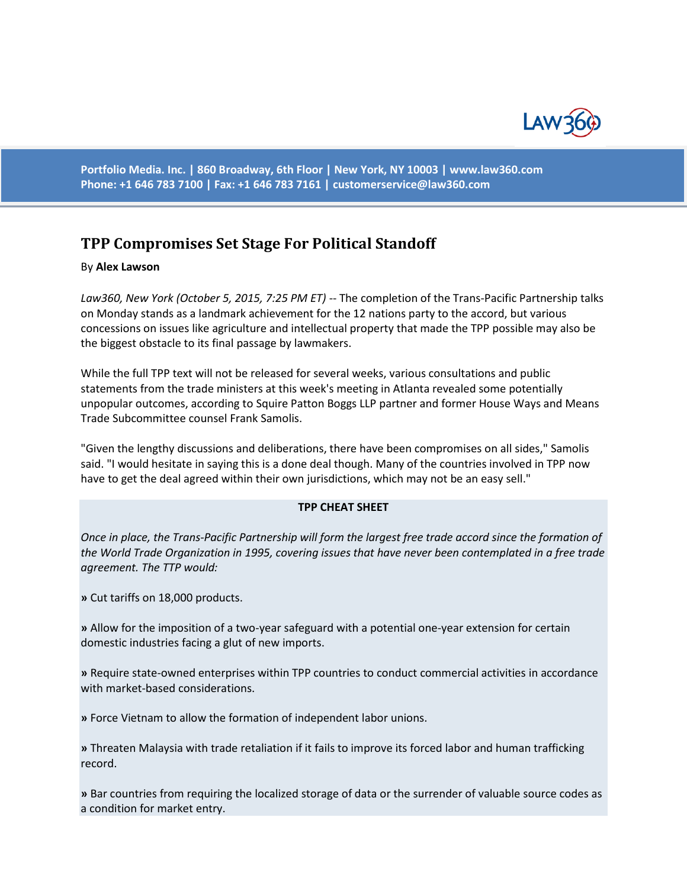# TPP Compromises Set Stage For Political Standoff

By **Alex Lawson**

*Law360, New York (October 5, 2015, 7:25 PM ET)* -- The completion of the Trans-Pacific Partnership talks on Monday stands as a landmark achievement for the 12 nations party to the accord, but various concessions on issues like agriculture and intellectual property that made the TPP possible may also be the biggest obstacle to its final passage by lawmakers.

While the full TPP text will not be released for several weeks, various consultations and public statements from the trade ministers at this week's meeting in Atlanta revealed some potentially unpopular outcomes, according to Squire Patton Boggs LLP partner and former House Ways and Means Trade Subcommittee counsel Frank Samolis.

"Given the lengthy discussions and deliberations, there have been compromises on all sides," Samolis said. "I would hesitate in saying this is a done deal though. Many of the countries involved in TPP now have to get the deal agreed within their own jurisdictions, which may not be an easy sell."

**TPP CHEAT SHEET**

*Once in place, the Trans-Pacific Partnership will form the largest free trade accord since the formation of the World Trade Organization in 1995, covering issues that have never been contemplated in a free trade agreement. The TTP would:*

**»** Cut tariffs on 18,000 products.

**»** Allow for the imposition of a two-year safeguard with a potential one-year extension for certain domestic industries facing a glut of new imports.

**»** Require state-owned enterprises within TPP countries to conduct commercial activities in accordance with market-based considerations.

**»** Force Vietnam to allow the formation of independent labor unions.

**»** Threaten Malaysia with trade retaliation if it fails to improve its forced labor and human trafficking record.

**»** Bar countries from requiring the localized storage of data or the surrender of valuable source codes as a condition for market entry.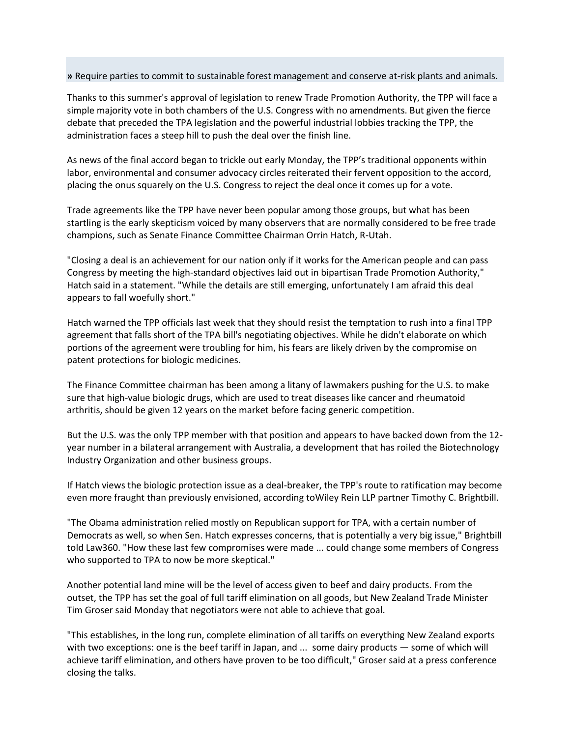**»** Require parties to commit to sustainable forest management and conserve at-risk plants and animals.

Thanks to this summer's approval of legislation to renew Trade Promotion Authority, the TPP will face a simple majority vote in both chambers of the U.S. Congress with no amendments. But given the fierce debate that preceded the TPA legislation and the powerful industrial lobbies tracking the TPP, the administration faces a steep hill to push the deal over the finish line.

As news of the final accord began to trickle out early Monday, the TPP's traditional opponents within labor, environmental and consumer advocacy circles reiterated their fervent opposition to the accord, placing the onus squarely on the U.S. Congress to reject the deal once it comes up for a vote.

Trade agreements like the TPP have never been popular among those groups, but what has been startling is the early skepticism voiced by many observers that are normally considered to be free trade champions, such as Senate Finance Committee Chairman Orrin Hatch, R-Utah.

"Closing a deal is an achievement for our nation only if it works for the American people and can pass Congress by meeting the high-standard objectives laid out in bipartisan Trade Promotion Authority," Hatch said in a statement. "While the details are still emerging, unfortunately I am afraid this deal appears to fall woefully short."

Hatch warned the TPP officials last week that they should resist the temptation to rush into a final TPP agreement that falls short of the TPA bill's negotiating objectives. While he didn't elaborate on which portions of the agreement were troubling for him, his fears are likely driven by the compromise on patent protections for biologic medicines.

The Finance Committee chairman has been among a litany of lawmakers pushing for the U.S. to make sure that high-value biologic drugs, which are used to treat diseases like cancer and rheumatoid arthritis, should be given 12 years on the market before facing generic competition.

But the U.S. was the only TPP member with that position and appears to have backed down from the 12-year number in a bilateral arrangement with Australia, a development that has roiled the Biotechnology Industry Organization and other business groups.

If Hatch views the biologic protection issue as a deal-breaker, the TPP's route to ratification may become even more fraught than previously envisioned, according toWiley Rein LLP partner Timothy C. Brightbill.

"The Obama administration relied mostly on Republican support for TPA, with a certain number of Democrats as well, so when Sen. Hatch expresses concerns, that is potentially a very big issue," Brightbill told Law360. "How these last few compromises were made ... could change some members of Congress who supported to TPA to now be more skeptical."

Another potential land mine will be the level of access given to beef and dairy products. From the outset, the TPP has set the goal of full tariff elimination on all goods, but New Zealand Trade Minister Tim Groser said Monday that negotiators were not able to achieve that goal.

"This establishes, in the long run, complete elimination of all tariffs on everything New Zealand exports with two exceptions: one is the beef tariff in Japan, and ... some dairy products — some of which will achieve tariff elimination, and others have proven to be too difficult," Groser said at a press conference closing the talks.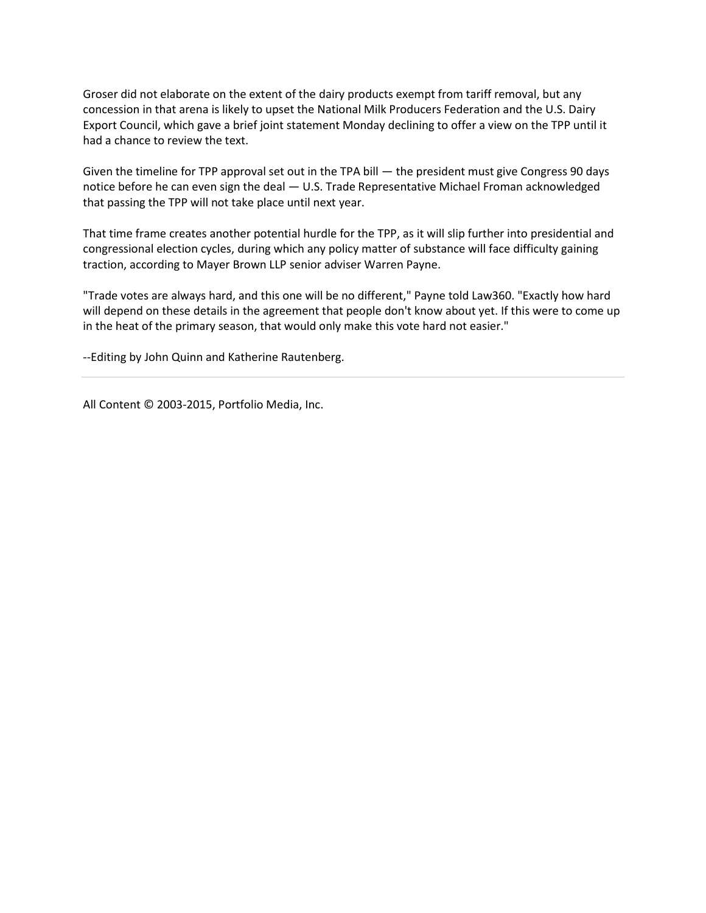Groser did not elaborate on the extent of the dairy products exempt from tariff removal, but any concession in that arena is likely to upset the National Milk Producers Federation and the U.S. Dairy Export Council, which gave a brief joint statement Monday declining to offer a view on the TPP until it had a chance to review the text.

Given the timeline for TPP approval set out in the TPA bill — the president must give Congress 90 days notice before he can even sign the deal — U.S. Trade Representative Michael Froman acknowledged that passing the TPP will not take place until next year.

That time frame creates another potential hurdle for the TPP, as it will slip further into presidential and congressional election cycles, during which any policy matter of substance will face difficulty gaining traction, according to Mayer Brown LLP senior adviser Warren Payne.

"Trade votes are always hard, and this one will be no different," Payne told Law360. "Exactly how hard will depend on these details in the agreement that people don't know about yet. If this were to come up in the heat of the primary season, that would only make this vote hard not easier."

--Editing by John Quinn and Katherine Rautenberg.

---

All Content © 2003-2015, Portfolio Media, Inc.